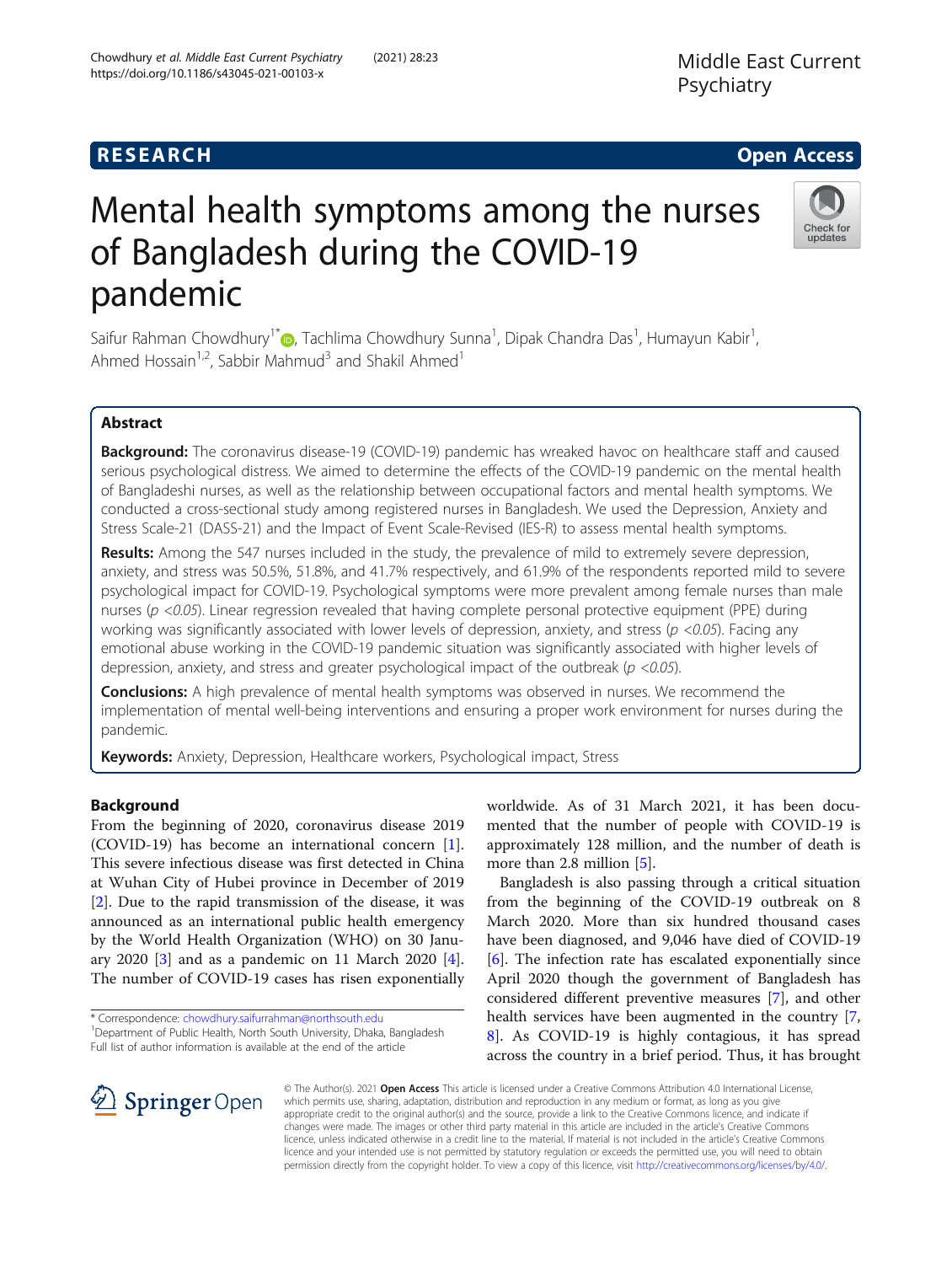RESEARCH

Open Access

# Mental health symptoms among the nurses of Bangladesh during the COVID-19 pandemic

Saifur Rahman Chowdhury[1*], Tachlima Chowdhury Sunna[1], Dipak Chandra Das[1], Humayun Kabir[1], Ahmed Hossain[1,2], Sabbir Mahmud[3] and Shakil Ahmed[1]

## Abstract

**Background:** The coronavirus disease-19 (COVID-19) pandemic has wreaked havoc on healthcare staff and caused serious psychological distress. We aimed to determine the effects of the COVID-19 pandemic on the mental health of Bangladeshi nurses, as well as the relationship between occupational factors and mental health symptoms. We conducted a cross-sectional study among registered nurses in Bangladesh. We used the Depression, Anxiety and Stress Scale-21 (DASS-21) and the Impact of Event Scale-Revised (IES-R) to assess mental health symptoms.

**Results:** Among the 547 nurses included in the study, the prevalence of mild to extremely severe depression, anxiety, and stress was 50.5%, 51.8%, and 41.7% respectively, and 61.9% of the respondents reported mild to severe psychological impact for COVID-19. Psychological symptoms were more prevalent among female nurses than male nurses ($p < 0.05$). Linear regression revealed that having complete personal protective equipment (PPE) during working was significantly associated with lower levels of depression, anxiety, and stress ($p < 0.05$). Facing any emotional abuse working in the COVID-19 pandemic situation was significantly associated with higher levels of depression, anxiety, and stress and greater psychological impact of the outbreak ($p < 0.05$).

**Conclusions:** A high prevalence of mental health symptoms was observed in nurses. We recommend the implementation of mental well-being interventions and ensuring a proper work environment for nurses during the pandemic.

**Keywords:** Anxiety, Depression, Healthcare workers, Psychological impact, Stress

## Background

From the beginning of 2020, coronavirus disease 2019 (COVID-19) has become an international concern [1]. This severe infectious disease was first detected in China at Wuhan City of Hubei province in December of 2019 [2]. Due to the rapid transmission of the disease, it was announced as an international public health emergency by the World Health Organization (WHO) on 30 January 2020 [3] and as a pandemic on 11 March 2020 [4]. The number of COVID-19 cases has risen exponentially worldwide. As of 31 March 2021, it has been documented that the number of people with COVID-19 is approximately 128 million, and the number of death is more than 2.8 million [5].

Bangladesh is also passing through a critical situation from the beginning of the COVID-19 outbreak on 8 March 2020. More than six hundred thousand cases have been diagnosed, and 9,046 have died of COVID-19 [6]. The infection rate has escalated exponentially since April 2020 though the government of Bangladesh has considered different preventive measures [7], and other health services have been augmented in the country [7, 8]. As COVID-19 is highly contagious, it has spread across the country in a brief period. Thus, it has brought

\* Correspondence: chowdhury.saifurrahman@northsouth.edu
[1]Department of Public Health, North South University, Dhaka, Bangladesh
Full list of author information is available at the end of the article

© The Author(s). 2021 **Open Access** This article is licensed under a Creative Commons Attribution 4.0 International License, which permits use, sharing, adaptation, distribution and reproduction in any medium or format, as long as you give appropriate credit to the original author(s) and the source, provide a link to the Creative Commons licence, and indicate if changes were made. The images or other third party material in this article are included in the article's Creative Commons licence, unless indicated otherwise in a credit line to the material. If material is not included in the article's Creative Commons licence and your intended use is not permitted by statutory regulation or exceeds the permitted use, you will need to obtain permission directly from the copyright holder. To view a copy of this licence, visit http://creativecommons.org/licenses/by/4.0/.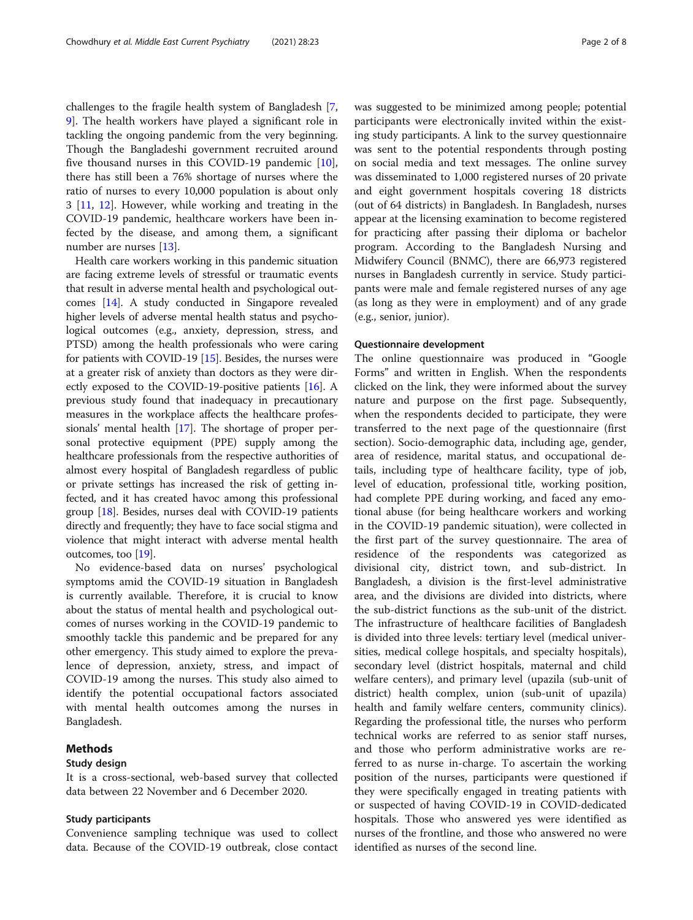challenges to the fragile health system of Bangladesh [7, 9]. The health workers have played a significant role in tackling the ongoing pandemic from the very beginning. Though the Bangladeshi government recruited around five thousand nurses in this COVID-19 pandemic [10], there has still been a 76% shortage of nurses where the ratio of nurses to every 10,000 population is about only 3 [11, 12]. However, while working and treating in the COVID-19 pandemic, healthcare workers have been infected by the disease, and among them, a significant number are nurses [13].

Health care workers working in this pandemic situation are facing extreme levels of stressful or traumatic events that result in adverse mental health and psychological outcomes [14]. A study conducted in Singapore revealed higher levels of adverse mental health status and psychological outcomes (e.g., anxiety, depression, stress, and PTSD) among the health professionals who were caring for patients with COVID-19 [15]. Besides, the nurses were at a greater risk of anxiety than doctors as they were directly exposed to the COVID-19-positive patients [16]. A previous study found that inadequacy in precautionary measures in the workplace affects the healthcare professionals' mental health [17]. The shortage of proper personal protective equipment (PPE) supply among the healthcare professionals from the respective authorities of almost every hospital of Bangladesh regardless of public or private settings has increased the risk of getting infected, and it has created havoc among this professional group [18]. Besides, nurses deal with COVID-19 patients directly and frequently; they have to face social stigma and violence that might interact with adverse mental health outcomes, too [19].

No evidence-based data on nurses' psychological symptoms amid the COVID-19 situation in Bangladesh is currently available. Therefore, it is crucial to know about the status of mental health and psychological outcomes of nurses working in the COVID-19 pandemic to smoothly tackle this pandemic and be prepared for any other emergency. This study aimed to explore the prevalence of depression, anxiety, stress, and impact of COVID-19 among the nurses. This study also aimed to identify the potential occupational factors associated with mental health outcomes among the nurses in Bangladesh.

## Methods

### Study design

It is a cross-sectional, web-based survey that collected data between 22 November and 6 December 2020.

### Study participants

Convenience sampling technique was used to collect data. Because of the COVID-19 outbreak, close contact was suggested to be minimized among people; potential participants were electronically invited within the existing study participants. A link to the survey questionnaire was sent to the potential respondents through posting on social media and text messages. The online survey was disseminated to 1,000 registered nurses of 20 private and eight government hospitals covering 18 districts (out of 64 districts) in Bangladesh. In Bangladesh, nurses appear at the licensing examination to become registered for practicing after passing their diploma or bachelor program. According to the Bangladesh Nursing and Midwifery Council (BNMC), there are 66,973 registered nurses in Bangladesh currently in service. Study participants were male and female registered nurses of any age (as long as they were in employment) and of any grade (e.g., senior, junior).

### Questionnaire development

The online questionnaire was produced in "Google Forms" and written in English. When the respondents clicked on the link, they were informed about the survey nature and purpose on the first page. Subsequently, when the respondents decided to participate, they were transferred to the next page of the questionnaire (first section). Socio-demographic data, including age, gender, area of residence, marital status, and occupational details, including type of healthcare facility, type of job, level of education, professional title, working position, had complete PPE during working, and faced any emotional abuse (for being healthcare workers and working in the COVID-19 pandemic situation), were collected in the first part of the survey questionnaire. The area of residence of the respondents was categorized as divisional city, district town, and sub-district. In Bangladesh, a division is the first-level administrative area, and the divisions are divided into districts, where the sub-district functions as the sub-unit of the district. The infrastructure of healthcare facilities of Bangladesh is divided into three levels: tertiary level (medical universities, medical college hospitals, and specialty hospitals), secondary level (district hospitals, maternal and child welfare centers), and primary level (upazila (sub-unit of district) health complex, union (sub-unit of upazila) health and family welfare centers, community clinics). Regarding the professional title, the nurses who perform technical works are referred to as senior staff nurses, and those who perform administrative works are referred to as nurse in-charge. To ascertain the working position of the nurses, participants were questioned if they were specifically engaged in treating patients with or suspected of having COVID-19 in COVID-dedicated hospitals. Those who answered yes were identified as nurses of the frontline, and those who answered no were identified as nurses of the second line.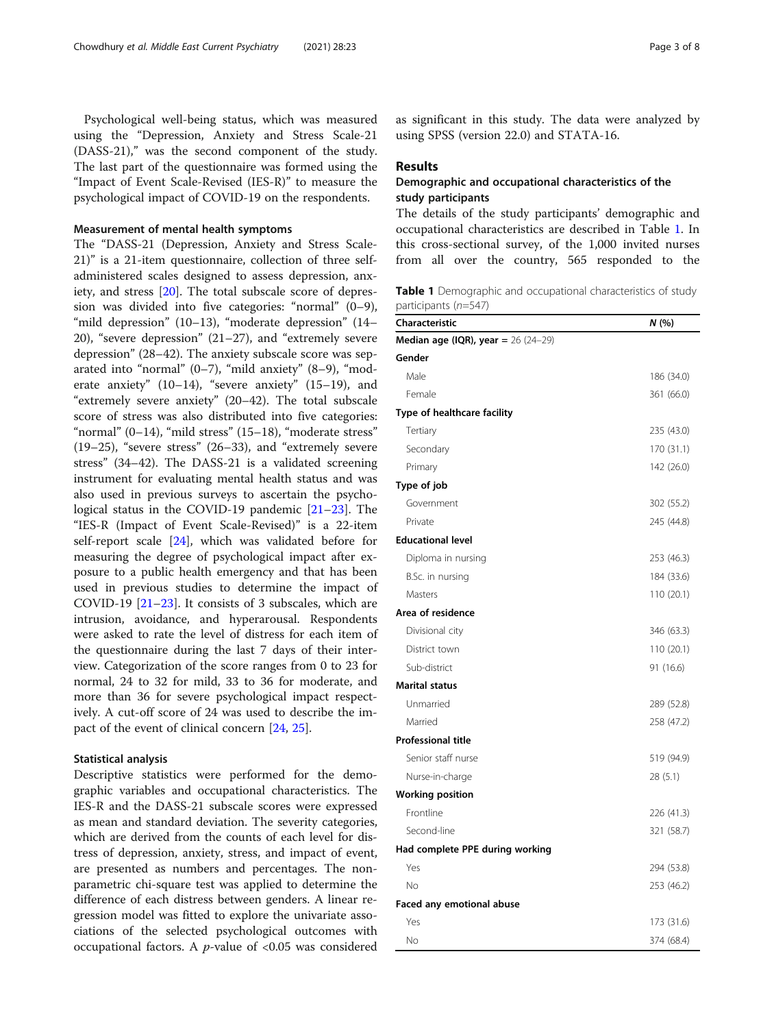Psychological well-being status, which was measured using the "Depression, Anxiety and Stress Scale-21 (DASS-21)," was the second component of the study. The last part of the questionnaire was formed using the "Impact of Event Scale-Revised (IES-R)" to measure the psychological impact of COVID-19 on the respondents.

### Measurement of mental health symptoms

The "DASS-21 (Depression, Anxiety and Stress Scale-21)" is a 21-item questionnaire, collection of three self-administered scales designed to assess depression, anxiety, and stress [20]. The total subscale score of depression was divided into five categories: "normal" (0–9), "mild depression" (10–13), "moderate depression" (14–20), "severe depression" (21–27), and "extremely severe depression" (28–42). The anxiety subscale score was separated into "normal" (0–7), "mild anxiety" (8–9), "moderate anxiety" (10–14), "severe anxiety" (15–19), and "extremely severe anxiety" (20–42). The total subscale score of stress was also distributed into five categories: "normal" (0–14), "mild stress" (15–18), "moderate stress" (19–25), "severe stress" (26–33), and "extremely severe stress" (34–42). The DASS-21 is a validated screening instrument for evaluating mental health status and was also used in previous surveys to ascertain the psychological status in the COVID-19 pandemic [21–23]. The "IES-R (Impact of Event Scale-Revised)" is a 22-item self-report scale [24], which was validated before for measuring the degree of psychological impact after exposure to a public health emergency and that has been used in previous studies to determine the impact of COVID-19 [21–23]. It consists of 3 subscales, which are intrusion, avoidance, and hyperarousal. Respondents were asked to rate the level of distress for each item of the questionnaire during the last 7 days of their interview. Categorization of the score ranges from 0 to 23 for normal, 24 to 32 for mild, 33 to 36 for moderate, and more than 36 for severe psychological impact respectively. A cut-off score of 24 was used to describe the impact of the event of clinical concern [24, 25].

### Statistical analysis

Descriptive statistics were performed for the demographic variables and occupational characteristics. The IES-R and the DASS-21 subscale scores were expressed as mean and standard deviation. The severity categories, which are derived from the counts of each level for distress of depression, anxiety, stress, and impact of event, are presented as numbers and percentages. The non-parametric chi-square test was applied to determine the difference of each distress between genders. A linear regression model was fitted to explore the univariate associations of the selected psychological outcomes with occupational factors. A *p*-value of <0.05 was considered as significant in this study. The data were analyzed by using SPSS (version 22.0) and STATA-16.

## Results

### Demographic and occupational characteristics of the study participants

The details of the study participants' demographic and occupational characteristics are described in Table 1. In this cross-sectional survey, of the 1,000 invited nurses from all over the country, 565 responded to the

**Table 1** Demographic and occupational characteristics of study participants (*n*=547)

| Characteristic | N (%) |
|---|---|
| **Median age (IQR), year =** 26 (24–29) | |
| **Gender** | |
| Male | 186 (34.0) |
| Female | 361 (66.0) |
| **Type of healthcare facility** | |
| Tertiary | 235 (43.0) |
| Secondary | 170 (31.1) |
| Primary | 142 (26.0) |
| **Type of job** | |
| Government | 302 (55.2) |
| Private | 245 (44.8) |
| **Educational level** | |
| Diploma in nursing | 253 (46.3) |
| B.Sc. in nursing | 184 (33.6) |
| Masters | 110 (20.1) |
| **Area of residence** | |
| Divisional city | 346 (63.3) |
| District town | 110 (20.1) |
| Sub-district | 91 (16.6) |
| **Marital status** | |
| Unmarried | 289 (52.8) |
| Married | 258 (47.2) |
| **Professional title** | |
| Senior staff nurse | 519 (94.9) |
| Nurse-in-charge | 28 (5.1) |
| **Working position** | |
| Frontline | 226 (41.3) |
| Second-line | 321 (58.7) |
| **Had complete PPE during working** | |
| Yes | 294 (53.8) |
| No | 253 (46.2) |
| **Faced any emotional abuse** | |
| Yes | 173 (31.6) |
| No | 374 (68.4) |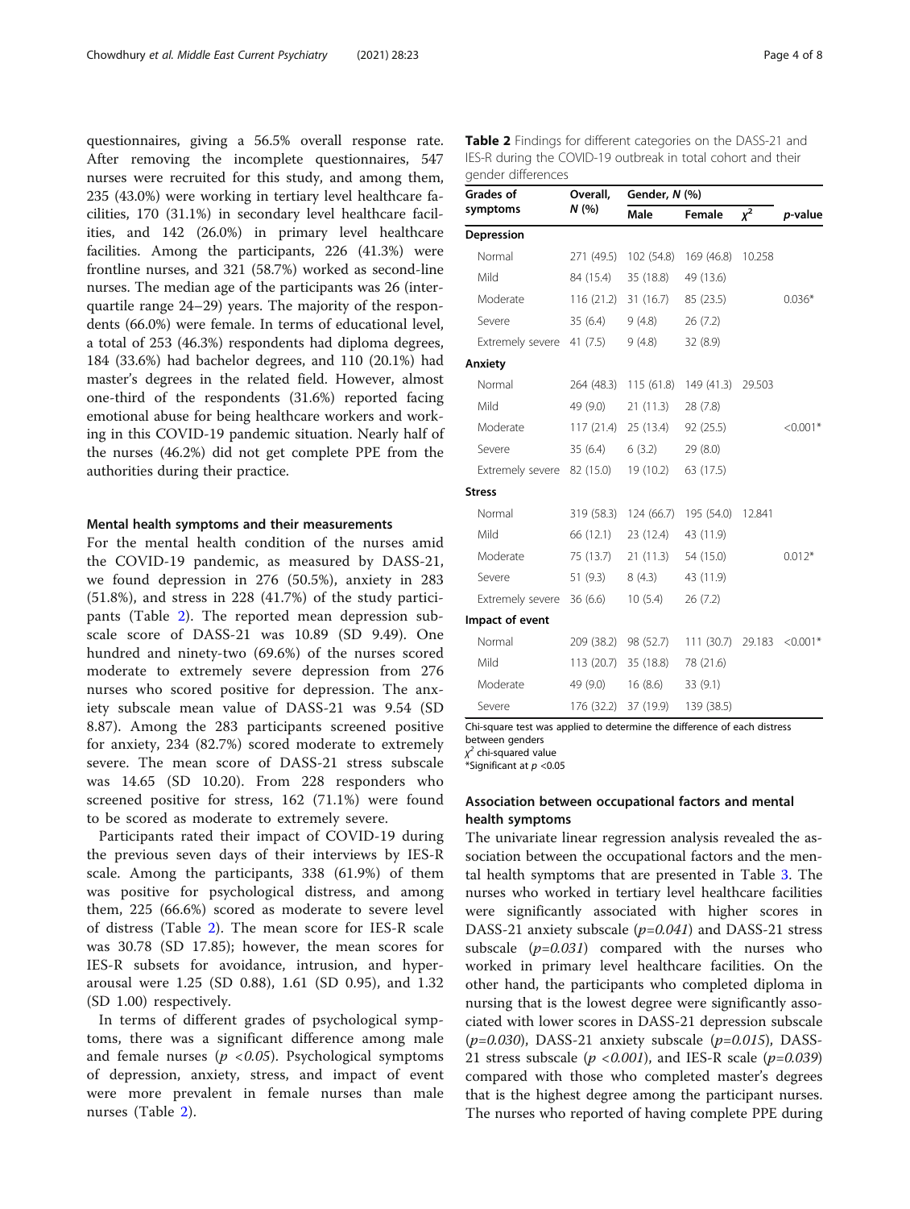questionnaires, giving a 56.5% overall response rate. After removing the incomplete questionnaires, 547 nurses were recruited for this study, and among them, 235 (43.0%) were working in tertiary level healthcare facilities, 170 (31.1%) in secondary level healthcare facilities, and 142 (26.0%) in primary level healthcare facilities. Among the participants, 226 (41.3%) were frontline nurses, and 321 (58.7%) worked as second-line nurses. The median age of the participants was 26 (interquartile range 24–29) years. The majority of the respondents (66.0%) were female. In terms of educational level, a total of 253 (46.3%) respondents had diploma degrees, 184 (33.6%) had bachelor degrees, and 110 (20.1%) had master's degrees in the related field. However, almost one-third of the respondents (31.6%) reported facing emotional abuse for being healthcare workers and working in this COVID-19 pandemic situation. Nearly half of the nurses (46.2%) did not get complete PPE from the authorities during their practice.

#### Mental health symptoms and their measurements

For the mental health condition of the nurses amid the COVID-19 pandemic, as measured by DASS-21, we found depression in 276 (50.5%), anxiety in 283 (51.8%), and stress in 228 (41.7%) of the study participants (Table 2). The reported mean depression subscale score of DASS-21 was 10.89 (SD 9.49). One hundred and ninety-two (69.6%) of the nurses scored moderate to extremely severe depression from 276 nurses who scored positive for depression. The anxiety subscale mean value of DASS-21 was 9.54 (SD 8.87). Among the 283 participants screened positive for anxiety, 234 (82.7%) scored moderate to extremely severe. The mean score of DASS-21 stress subscale was 14.65 (SD 10.20). From 228 responders who screened positive for stress, 162 (71.1%) were found to be scored as moderate to extremely severe.

Participants rated their impact of COVID-19 during the previous seven days of their interviews by IES-R scale. Among the participants, 338 (61.9%) of them was positive for psychological distress, and among them, 225 (66.6%) scored as moderate to severe level of distress (Table 2). The mean score for IES-R scale was 30.78 (SD 17.85); however, the mean scores for IES-R subsets for avoidance, intrusion, and hyperarousal were 1.25 (SD 0.88), 1.61 (SD 0.95), and 1.32 (SD 1.00) respectively.

In terms of different grades of psychological symptoms, there was a significant difference among male and female nurses ($p$ <0.05). Psychological symptoms of depression, anxiety, stress, and impact of event were more prevalent in female nurses than male nurses (Table 2).

**Table 2** Findings for different categories on the DASS-21 and IES-R during the COVID-19 outbreak in total cohort and their gender differences

| Grades of symptoms | Overall, *N* (%) | Gender, *N* (%) | | | |
|---|---|---|---|---|---|
| | | Male | Female | $\chi^2$ | *p*-value |
| **Depression** | | | | | |
| Normal | 271 (49.5) | 102 (54.8) | 169 (46.8) | 10.258 | |
| Mild | 84 (15.4) | 35 (18.8) | 49 (13.6) | | |
| Moderate | 116 (21.2) | 31 (16.7) | 85 (23.5) | | 0.036* |
| Severe | 35 (6.4) | 9 (4.8) | 26 (7.2) | | |
| Extremely severe | 41 (7.5) | 9 (4.8) | 32 (8.9) | | |
| **Anxiety** | | | | | |
| Normal | 264 (48.3) | 115 (61.8) | 149 (41.3) | 29.503 | |
| Mild | 49 (9.0) | 21 (11.3) | 28 (7.8) | | |
| Moderate | 117 (21.4) | 25 (13.4) | 92 (25.5) | | <0.001* |
| Severe | 35 (6.4) | 6 (3.2) | 29 (8.0) | | |
| Extremely severe | 82 (15.0) | 19 (10.2) | 63 (17.5) | | |
| **Stress** | | | | | |
| Normal | 319 (58.3) | 124 (66.7) | 195 (54.0) | 12.841 | |
| Mild | 66 (12.1) | 23 (12.4) | 43 (11.9) | | |
| Moderate | 75 (13.7) | 21 (11.3) | 54 (15.0) | | 0.012* |
| Severe | 51 (9.3) | 8 (4.3) | 43 (11.9) | | |
| Extremely severe | 36 (6.6) | 10 (5.4) | 26 (7.2) | | |
| **Impact of event** | | | | | |
| Normal | 209 (38.2) | 98 (52.7) | 111 (30.7) | 29.183 | <0.001* |
| Mild | 113 (20.7) | 35 (18.8) | 78 (21.6) | | |
| Moderate | 49 (9.0) | 16 (8.6) | 33 (9.1) | | |
| Severe | 176 (32.2) | 37 (19.9) | 139 (38.5) | | |

Chi-square test was applied to determine the difference of each distress between genders
$\chi^2$ chi-squared value
*Significant at $p$ <0.05

#### Association between occupational factors and mental health symptoms

The univariate linear regression analysis revealed the association between the occupational factors and the mental health symptoms that are presented in Table 3. The nurses who worked in tertiary level healthcare facilities were significantly associated with higher scores in DASS-21 anxiety subscale ($p$=0.041) and DASS-21 stress subscale ($p$=0.031) compared with the nurses who worked in primary level healthcare facilities. On the other hand, the participants who completed diploma in nursing that is the lowest degree were significantly associated with lower scores in DASS-21 depression subscale ($p$=0.030), DASS-21 anxiety subscale ($p$=0.015), DASS-21 stress subscale ($p$ <0.001), and IES-R scale ($p$=0.039) compared with those who completed master's degrees that is the highest degree among the participant nurses. The nurses who reported of having complete PPE during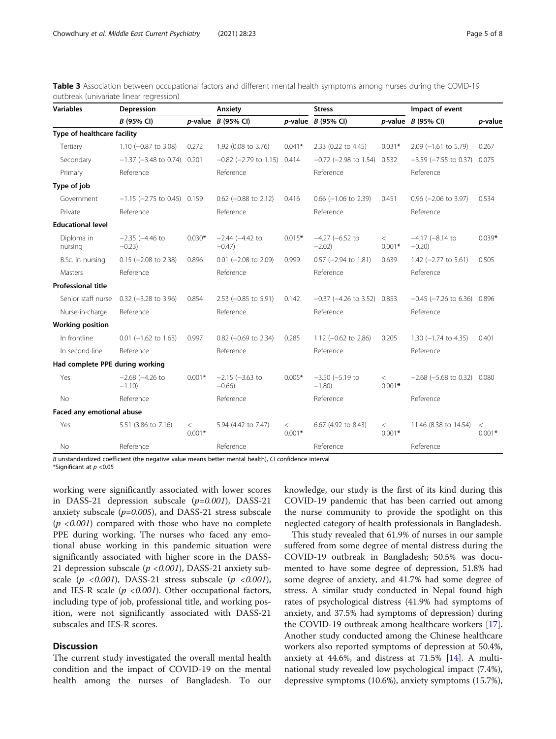**Table 3** Association between occupational factors and different mental health symptoms among nurses during the COVID-19 outbreak (univariate linear regression)

| Variables | Depression | | Anxiety | | Stress | | Impact of event | |
|---|---|---|---|---|---|---|---|---|
| | *B* (95% CI) | *p*-value | *B* (95% CI) | *p*-value | *B* (95% CI) | *p*-value | *B* (95% CI) | *p*-value |
| **Type of healthcare facility** | | | | | | | | |
| Tertiary | 1.10 (−0.87 to 3.08) | 0.272 | 1.92 (0.08 to 3.76) | 0.041* | 2.33 (0.22 to 4.45) | 0.031* | 2.09 (−1.61 to 5.79) | 0.267 |
| Secondary | −1.37 (−3.48 to 0.74) | 0.201 | −0.82 (−2.79 to 1.15) | 0.414 | −0.72 (−2.98 to 1.54) | 0.532 | −3.59 (−7.55 to 0.37) | 0.075 |
| Primary | Reference | | Reference | | Reference | | Reference | |
| **Type of job** | | | | | | | | |
| Government | −1.15 (−2.75 to 0.45) | 0.159 | 0.62 (−0.88 to 2.12) | 0.416 | 0.66 (−1.06 to 2.39) | 0.451 | 0.96 (−2.06 to 3.97) | 0.534 |
| Private | Reference | | Reference | | Reference | | Reference | |
| **Educational level** | | | | | | | | |
| Diploma in nursing | −2.35 (−4.46 to −0.23) | 0.030* | −2.44 (−4.42 to −0.47) | 0.015* | −4.27 (−6.52 to −2.02) | < 0.001* | −4.17 (−8.14 to −0.20) | 0.039* |
| B.Sc. in nursing | 0.15 (−2.08 to 2.38) | 0.896 | 0.01 (−2.08 to 2.09) | 0.999 | 0.57 (−2.94 to 1.81) | 0.639 | 1.42 (−2.77 to 5.61) | 0.505 |
| Masters | Reference | | Reference | | Reference | | Reference | |
| **Professional title** | | | | | | | | |
| Senior staff nurse | 0.32 (−3.28 to 3.96) | 0.854 | 2.53 (−0.85 to 5.91) | 0.142 | −0.37 (−4.26 to 3.52) | 0.853 | −0.45 (−7.26 to 6.36) | 0.896 |
| Nurse-in-charge | Reference | | Reference | | Reference | | Reference | |
| **Working position** | | | | | | | | |
| In frontline | 0.01 (−1.62 to 1.63) | 0.997 | 0.82 (−0.69 to 2.34) | 0.285 | 1.12 (−0.62 to 2.86) | 0.205 | 1.30 (−1.74 to 4.35) | 0.401 |
| In second-line | Reference | | Reference | | Reference | | Reference | |
| **Had complete PPE during working** | | | | | | | | |
| Yes | −2.68 (−4.26 to −1.10) | 0.001* | −2.15 (−3.63 to −0.66) | 0.005* | −3.50 (−5.19 to −1.80) | < 0.001* | −2.68 (−5.68 to 0.32) | 0.080 |
| No | Reference | | Reference | | Reference | | Reference | |
| **Faced any emotional abuse** | | | | | | | | |
| Yes | 5.51 (3.86 to 7.16) | < 0.001* | 5.94 (4.42 to 7.47) | < 0.001* | 6.67 (4.92 to 8.43) | < 0.001* | 11.46 (8.38 to 14.54) | < 0.001* |
| No | Reference | | Reference | | Reference | | Reference | |

*B* unstandardized coefficient (the negative value means better mental health), *CI* confidence interval
*Significant at $p$ <0.05

working were significantly associated with lower scores in DASS-21 depression subscale ($p$=0.001), DASS-21 anxiety subscale ($p$=0.005), and DASS-21 stress subscale ($p$ <0.001) compared with those who have no complete PPE during working. The nurses who faced any emotional abuse working in this pandemic situation were significantly associated with higher score in the DASS-21 depression subscale ($p$ <0.001), DASS-21 anxiety subscale ($p$ <0.001), DASS-21 stress subscale ($p$ <0.001), and IES-R scale ($p$ <0.001). Other occupational factors, including type of job, professional title, and working position, were not significantly associated with DASS-21 subscales and IES-R scores.

## Discussion

The current study investigated the overall mental health condition and the impact of COVID-19 on the mental health among the nurses of Bangladesh. To our knowledge, our study is the first of its kind during this COVID-19 pandemic that has been carried out among the nurse community to provide the spotlight on this neglected category of health professionals in Bangladesh.

This study revealed that 61.9% of nurses in our sample suffered from some degree of mental distress during the COVID-19 outbreak in Bangladesh; 50.5% was documented to have some degree of depression, 51.8% had some degree of anxiety, and 41.7% had some degree of stress. A similar study conducted in Nepal found high rates of psychological distress (41.9% had symptoms of anxiety, and 37.5% had symptoms of depression) during the COVID-19 outbreak among healthcare workers [17]. Another study conducted among the Chinese healthcare workers also reported symptoms of depression at 50.4%, anxiety at 44.6%, and distress at 71.5% [14]. A multinational study revealed low psychological impact (7.4%), depressive symptoms (10.6%), anxiety symptoms (15.7%),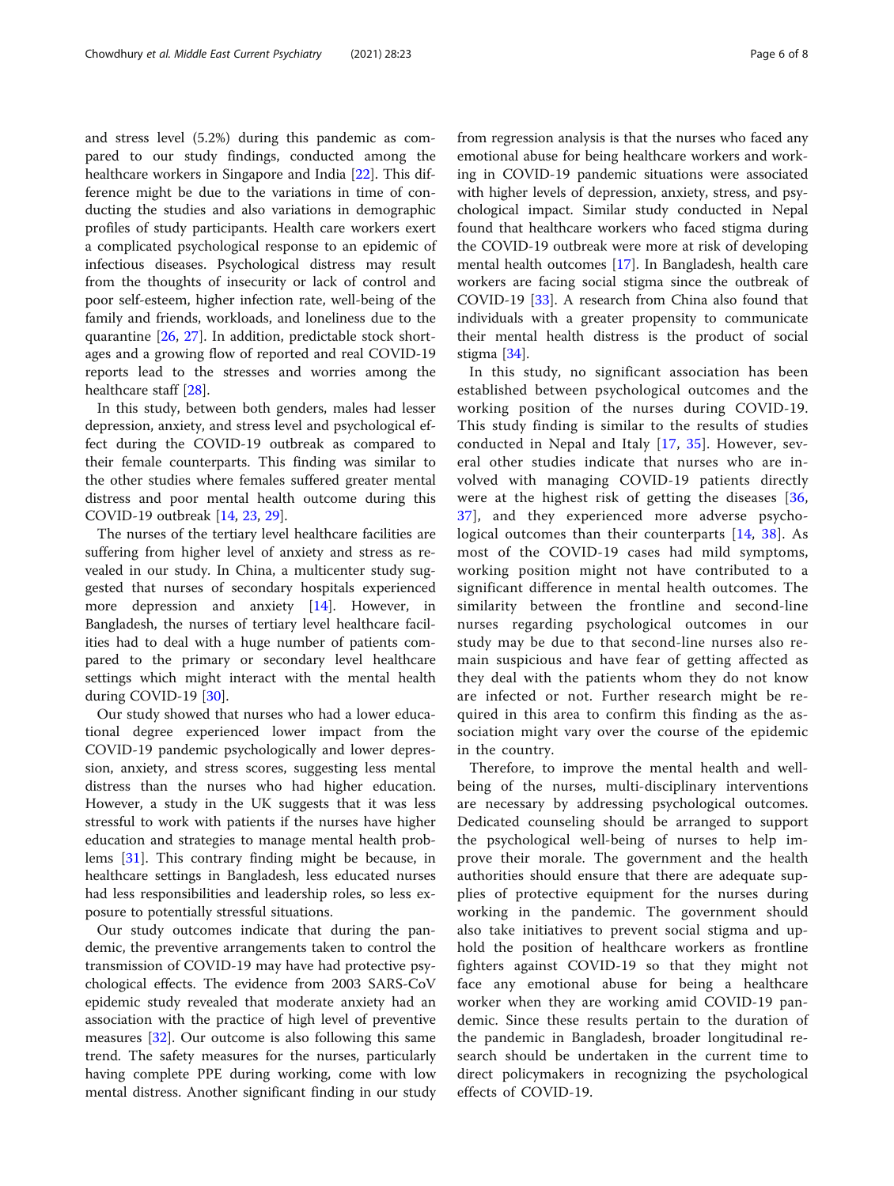and stress level (5.2%) during this pandemic as compared to our study findings, conducted among the healthcare workers in Singapore and India [22]. This difference might be due to the variations in time of conducting the studies and also variations in demographic profiles of study participants. Health care workers exert a complicated psychological response to an epidemic of infectious diseases. Psychological distress may result from the thoughts of insecurity or lack of control and poor self-esteem, higher infection rate, well-being of the family and friends, workloads, and loneliness due to the quarantine [26, 27]. In addition, predictable stock shortages and a growing flow of reported and real COVID-19 reports lead to the stresses and worries among the healthcare staff [28].

In this study, between both genders, males had lesser depression, anxiety, and stress level and psychological effect during the COVID-19 outbreak as compared to their female counterparts. This finding was similar to the other studies where females suffered greater mental distress and poor mental health outcome during this COVID-19 outbreak [14, 23, 29].

The nurses of the tertiary level healthcare facilities are suffering from higher level of anxiety and stress as revealed in our study. In China, a multicenter study suggested that nurses of secondary hospitals experienced more depression and anxiety [14]. However, in Bangladesh, the nurses of tertiary level healthcare facilities had to deal with a huge number of patients compared to the primary or secondary level healthcare settings which might interact with the mental health during COVID-19 [30].

Our study showed that nurses who had a lower educational degree experienced lower impact from the COVID-19 pandemic psychologically and lower depression, anxiety, and stress scores, suggesting less mental distress than the nurses who had higher education. However, a study in the UK suggests that it was less stressful to work with patients if the nurses have higher education and strategies to manage mental health problems [31]. This contrary finding might be because, in healthcare settings in Bangladesh, less educated nurses had less responsibilities and leadership roles, so less exposure to potentially stressful situations.

Our study outcomes indicate that during the pandemic, the preventive arrangements taken to control the transmission of COVID-19 may have had protective psychological effects. The evidence from 2003 SARS-CoV epidemic study revealed that moderate anxiety had an association with the practice of high level of preventive measures [32]. Our outcome is also following this same trend. The safety measures for the nurses, particularly having complete PPE during working, come with low mental distress. Another significant finding in our study from regression analysis is that the nurses who faced any emotional abuse for being healthcare workers and working in COVID-19 pandemic situations were associated with higher levels of depression, anxiety, stress, and psychological impact. Similar study conducted in Nepal found that healthcare workers who faced stigma during the COVID-19 outbreak were more at risk of developing mental health outcomes [17]. In Bangladesh, health care workers are facing social stigma since the outbreak of COVID-19 [33]. A research from China also found that individuals with a greater propensity to communicate their mental health distress is the product of social stigma [34].

In this study, no significant association has been established between psychological outcomes and the working position of the nurses during COVID-19. This study finding is similar to the results of studies conducted in Nepal and Italy [17, 35]. However, several other studies indicate that nurses who are involved with managing COVID-19 patients directly were at the highest risk of getting the diseases [36, 37], and they experienced more adverse psychological outcomes than their counterparts [14, 38]. As most of the COVID-19 cases had mild symptoms, working position might not have contributed to a significant difference in mental health outcomes. The similarity between the frontline and second-line nurses regarding psychological outcomes in our study may be due to that second-line nurses also remain suspicious and have fear of getting affected as they deal with the patients whom they do not know are infected or not. Further research might be required in this area to confirm this finding as the association might vary over the course of the epidemic in the country.

Therefore, to improve the mental health and well-being of the nurses, multi-disciplinary interventions are necessary by addressing psychological outcomes. Dedicated counseling should be arranged to support the psychological well-being of nurses to help improve their morale. The government and the health authorities should ensure that there are adequate supplies of protective equipment for the nurses during working in the pandemic. The government should also take initiatives to prevent social stigma and uphold the position of healthcare workers as frontline fighters against COVID-19 so that they might not face any emotional abuse for being a healthcare worker when they are working amid COVID-19 pandemic. Since these results pertain to the duration of the pandemic in Bangladesh, broader longitudinal research should be undertaken in the current time to direct policymakers in recognizing the psychological effects of COVID-19.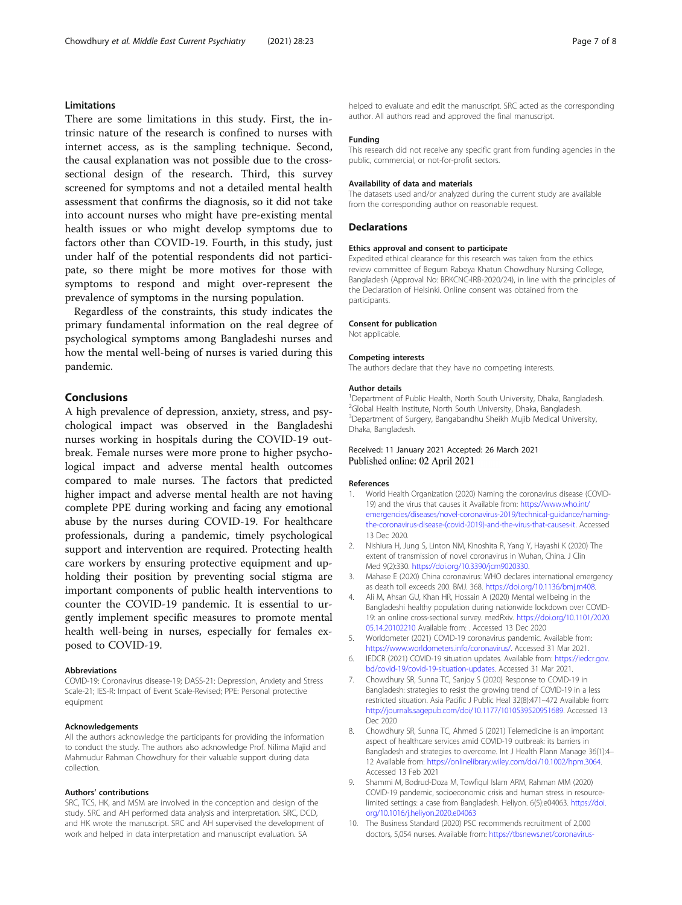## Limitations

There are some limitations in this study. First, the intrinsic nature of the research is confined to nurses with internet access, as is the sampling technique. Second, the causal explanation was not possible due to the cross-sectional design of the research. Third, this survey screened for symptoms and not a detailed mental health assessment that confirms the diagnosis, so it did not take into account nurses who might have pre-existing mental health issues or who might develop symptoms due to factors other than COVID-19. Fourth, in this study, just under half of the potential respondents did not participate, so there might be more motives for those with symptoms to respond and might over-represent the prevalence of symptoms in the nursing population.

Regardless of the constraints, this study indicates the primary fundamental information on the real degree of psychological symptoms among Bangladeshi nurses and how the mental well-being of nurses is varied during this pandemic.

## Conclusions

A high prevalence of depression, anxiety, stress, and psychological impact was observed in the Bangladeshi nurses working in hospitals during the COVID-19 outbreak. Female nurses were more prone to higher psychological impact and adverse mental health outcomes compared to male nurses. The factors that predicted higher impact and adverse mental health are not having complete PPE during working and facing any emotional abuse by the nurses during COVID-19. For healthcare professionals, during a pandemic, timely psychological support and intervention are required. Protecting health care workers by ensuring protective equipment and upholding their position by preventing social stigma are important components of public health interventions to counter the COVID-19 pandemic. It is essential to urgently implement specific measures to promote mental health well-being in nurses, especially for females exposed to COVID-19.

#### Abbreviations

COVID-19: Coronavirus disease-19; DASS-21: Depression, Anxiety and Stress Scale-21; IES-R: Impact of Event Scale-Revised; PPE: Personal protective equipment

#### Acknowledgements

All the authors acknowledge the participants for providing the information to conduct the study. The authors also acknowledge Prof. Nilima Majid and Mahmudur Rahman Chowdhury for their valuable support during data collection.

#### Authors' contributions

SRC, TCS, HK, and MSM are involved in the conception and design of the study. SRC and AH performed data analysis and interpretation. SRC, DCD, and HK wrote the manuscript. SRC and AH supervised the development of work and helped in data interpretation and manuscript evaluation. SA helped to evaluate and edit the manuscript. SRC acted as the corresponding author. All authors read and approved the final manuscript.

#### Funding

This research did not receive any specific grant from funding agencies in the public, commercial, or not-for-profit sectors.

#### Availability of data and materials

The datasets used and/or analyzed during the current study are available from the corresponding author on reasonable request.

## Declarations

#### Ethics approval and consent to participate

Expedited ethical clearance for this research was taken from the ethics review committee of Begum Rabeya Khatun Chowdhury Nursing College, Bangladesh (Approval No: BRKCNC-IRB-2020/24), in line with the principles of the Declaration of Helsinki. Online consent was obtained from the participants.

#### Consent for publication

Not applicable.

#### Competing interests

The authors declare that they have no competing interests.

#### Author details

[1]Department of Public Health, North South University, Dhaka, Bangladesh. [2]Global Health Institute, North South University, Dhaka, Bangladesh. [3]Department of Surgery, Bangabandhu Sheikh Mujib Medical University, Dhaka, Bangladesh.

Received: 11 January 2021 Accepted: 26 March 2021
Published online: 02 April 2021

#### References

1. World Health Organization (2020) Naming the coronavirus disease (COVID-19) and the virus that causes it Available from: https://www.who.int/emergencies/diseases/novel-coronavirus-2019/technical-guidance/naming-the-coronavirus-disease-(covid-2019)-and-the-virus-that-causes-it. Accessed 13 Dec 2020.
2. Nishiura H, Jung S, Linton NM, Kinoshita R, Yang Y, Hayashi K (2020) The extent of transmission of novel coronavirus in Wuhan, China. J Clin Med 9(2):330. https://doi.org/10.3390/jcm9020330.
3. Mahase E (2020) China coronavirus: WHO declares international emergency as death toll exceeds 200. BMJ. 368. https://doi.org/10.1136/bmj.m408.
4. Ali M, Ahsan GU, Khan HR, Hossain A (2020) Mental wellbeing in the Bangladeshi healthy population during nationwide lockdown over COVID-19: an online cross-sectional survey. medRxiv. https://doi.org/10.1101/2020.05.14.20102210 Available from: . Accessed 13 Dec 2020
5. Worldometer (2021) COVID-19 coronavirus pandemic. Available from: https://www.worldometers.info/coronavirus/. Accessed 31 Mar 2021.
6. IEDCR (2021) COVID-19 situation updates. Available from: https://iedcr.gov.bd/covid-19/covid-19-situation-updates. Accessed 31 Mar 2021.
7. Chowdhury SR, Sunna TC, Sanjoy S (2020) Response to COVID-19 in Bangladesh: strategies to resist the growing trend of COVID-19 in a less restricted situation. Asia Pacific J Public Heal 32(8):471–472 Available from: http://journals.sagepub.com/doi/10.1177/1010539520951689. Accessed 13 Dec 2020
8. Chowdhury SR, Sunna TC, Ahmed S (2021) Telemedicine is an important aspect of healthcare services amid COVID-19 outbreak: its barriers in Bangladesh and strategies to overcome. Int J Health Plann Manage 36(1):4–12 Available from: https://onlinelibrary.wiley.com/doi/10.1002/hpm.3064. Accessed 13 Feb 2021
9. Shammi M, Bodrud-Doza M, Towfiqul Islam ARM, Rahman MM (2020) COVID-19 pandemic, socioeconomic crisis and human stress in resource-limited settings: a case from Bangladesh. Heliyon. 6(5):e04063. https://doi.org/10.1016/j.heliyon.2020.e04063
10. The Business Standard (2020) PSC recommends recruitment of 2,000 doctors, 5,054 nurses. Available from: https://tbsnews.net/coronavirus-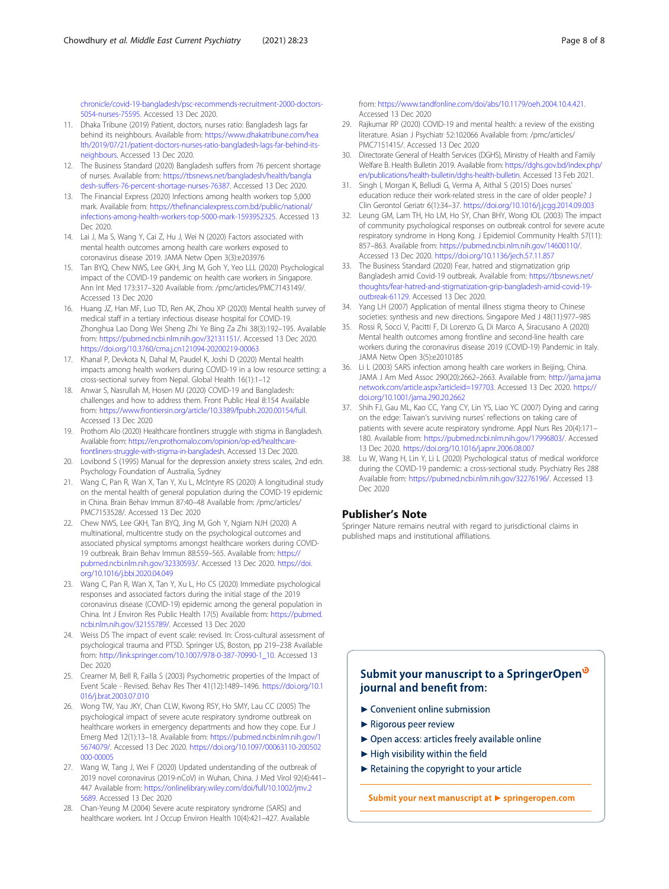chronicle/covid-19-bangladesh/psc-recommends-recruitment-2000-doctors-5054-nurses-75595. Accessed 13 Dec 2020.

11. Dhaka Tribune (2019) Patient, doctors, nurses ratio: Bangladesh lags far behind its neighbours. Available from: https://www.dhakatribune.com/health/2019/07/21/patient-doctors-nurses-ratio-bangladesh-lags-far-behind-its-neighbours. Accessed 13 Dec 2020.
12. The Business Standard (2020) Bangladesh suffers from 76 percent shortage of nurses. Available from: https://tbsnews.net/bangladesh/health/bangladesh-suffers-76-percent-shortage-nurses-76387. Accessed 13 Dec 2020.
13. The Financial Express (2020) Infections among health workers top 5,000 mark. Available from: https://thefinancialexpress.com.bd/public/national/infections-among-health-workers-top-5000-mark-1593952325. Accessed 13 Dec 2020.
14. Lai J, Ma S, Wang Y, Cai Z, Hu J, Wei N (2020) Factors associated with mental health outcomes among health care workers exposed to coronavirus disease 2019. JAMA Netw Open 3(3):e203976
15. Tan BYQ, Chew NWS, Lee GKH, Jing M, Goh Y, Yeo LLL (2020) Psychological impact of the COVID-19 pandemic on health care workers in Singapore. Ann Int Med 173:317–320 Available from: /pmc/articles/PMC7143149/. Accessed 13 Dec 2020
16. Huang JZ, Han MF, Luo TD, Ren AK, Zhou XP (2020) Mental health survey of medical staff in a tertiary infectious disease hospital for COVID-19. Zhonghua Lao Dong Wei Sheng Zhi Ye Bing Za Zhi 38(3):192–195. Available from: https://pubmed.ncbi.nlm.nih.gov/32131151/. Accessed 13 Dec 2020. https://doi.org/10.3760/cma.j.cn121094-20200219-00063
17. Khanal P, Devkota N, Dahal M, Paudel K, Joshi D (2020) Mental health impacts among health workers during COVID-19 in a low resource setting: a cross-sectional survey from Nepal. Global Health 16(1):1–12
18. Anwar S, Nasrullah M, Hosen MJ (2020) COVID-19 and Bangladesh: challenges and how to address them. Front Public Heal 8:154 Available from: https://www.frontiersin.org/article/10.3389/fpubh.2020.00154/full. Accessed 13 Dec 2020
19. Prothom Alo (2020) Healthcare frontliners struggle with stigma in Bangladesh. Available from: https://en.prothomalo.com/opinion/op-ed/healthcare-frontliners-struggle-with-stigma-in-bangladesh. Accessed 13 Dec 2020.
20. Lovibond S (1995) Manual for the depression anxiety stress scales, 2nd edn. Psychology Foundation of Australia, Sydney
21. Wang C, Pan R, Wan X, Tan Y, Xu L, McIntyre RS (2020) A longitudinal study on the mental health of general population during the COVID-19 epidemic in China. Brain Behav Immun 87:40–48 Available from: /pmc/articles/PMC7153528/. Accessed 13 Dec 2020
22. Chew NWS, Lee GKH, Tan BYQ, Jing M, Goh Y, Ngiam NJH (2020) A multinational, multicentre study on the psychological outcomes and associated physical symptoms amongst healthcare workers during COVID-19 outbreak. Brain Behav Immun 88:559–565. Available from: https://pubmed.ncbi.nlm.nih.gov/32330593/. Accessed 13 Dec 2020. https://doi.org/10.1016/j.bbi.2020.04.049
23. Wang C, Pan R, Wan X, Tan Y, Xu L, Ho CS (2020) Immediate psychological responses and associated factors during the initial stage of the 2019 coronavirus disease (COVID-19) epidemic among the general population in China. Int J Environ Res Public Health 17(5) Available from: https://pubmed.ncbi.nlm.nih.gov/32155789/. Accessed 13 Dec 2020
24. Weiss DS The impact of event scale: revised. In: Cross-cultural assessment of psychological trauma and PTSD. Springer US, Boston, pp 219–238 Available from: http://link.springer.com/10.1007/978-0-387-70990-1_10. Accessed 13 Dec 2020
25. Creamer M, Bell R, Failla S (2003) Psychometric properties of the Impact of Event Scale - Revised. Behav Res Ther 41(12):1489–1496. https://doi.org/10.1016/j.brat.2003.07.010
26. Wong TW, Yau JKY, Chan CLW, Kwong RSY, Ho SMY, Lau CC (2005) The psychological impact of severe acute respiratory syndrome outbreak on healthcare workers in emergency departments and how they cope. Eur J Emerg Med 12(1):13–18. Available from: https://pubmed.ncbi.nlm.nih.gov/15674079/. Accessed 13 Dec 2020. https://doi.org/10.1097/00063110-200502000-00005
27. Wang W, Tang J, Wei F (2020) Updated understanding of the outbreak of 2019 novel coronavirus (2019-nCoV) in Wuhan, China. J Med Virol 92(4):441–447 Available from: https://onlinelibrary.wiley.com/doi/full/10.1002/jmv.25689. Accessed 13 Dec 2020
28. Chan-Yeung M (2004) Severe acute respiratory syndrome (SARS) and healthcare workers. Int J Occup Environ Health 10(4):421–427. Available from: https://www.tandfonline.com/doi/abs/10.1179/oeh.2004.10.4.421. Accessed 13 Dec 2020
29. Rajkumar RP (2020) COVID-19 and mental health: a review of the existing literature. Asian J Psychiatr 52:102066 Available from: /pmc/articles/PMC7151415/. Accessed 13 Dec 2020
30. Directorate General of Health Services (DGHS), Ministry of Health and Family Welfare B. Health Bulletin 2019. Available from: https://dghs.gov.bd/index.php/en/publications/health-bulletin/dghs-health-bulletin. Accessed 13 Feb 2021.
31. Singh I, Morgan K, Belludi G, Verma A, Aithal S (2015) Does nurses' education reduce their work-related stress in the care of older people? J Clin Gerontol Geriatr 6(1):34–37. https://doi.org/10.1016/j.jcgg.2014.09.003
32. Leung GM, Lam TH, Ho LM, Ho SY, Chan BHY, Wong IOL (2003) The impact of community psychological responses on outbreak control for severe acute respiratory syndrome in Hong Kong. J Epidemiol Community Health 57(11):857–863. Available from: https://pubmed.ncbi.nlm.nih.gov/14600110/. Accessed 13 Dec 2020. https://doi.org/10.1136/jech.57.11.857
33. The Business Standard (2020) Fear, hatred and stigmatization grip Bangladesh amid Covid-19 outbreak. Available from: https://tbsnews.net/thoughts/fear-hatred-and-stigmatization-grip-bangladesh-amid-covid-19-outbreak-61129. Accessed 13 Dec 2020.
34. Yang LH (2007) Application of mental illness stigma theory to Chinese societies: synthesis and new directions. Singapore Med J 48(11):977–985
35. Rossi R, Socci V, Pacitti F, Di Lorenzo G, Di Marco A, Siracusano A (2020) Mental health outcomes among frontline and second-line health care workers during the coronavirus disease 2019 (COVID-19) Pandemic in Italy. JAMA Netw Open 3(5):e2010185
36. Li L (2003) SARS infection among health care workers in Beijing, China. JAMA J Am Med Assoc 290(20):2662–2663. Available from: http://jama.jamanetwork.com/article.aspx?articleid=197703. Accessed 13 Dec 2020. https://doi.org/10.1001/jama.290.20.2662
37. Shih FJ, Gau ML, Kao CC, Yang CY, Lin YS, Liao YC (2007) Dying and caring on the edge: Taiwan's surviving nurses' reflections on taking care of patients with severe acute respiratory syndrome. Appl Nurs Res 20(4):171–180. Available from: https://pubmed.ncbi.nlm.nih.gov/17996803/. Accessed 13 Dec 2020. https://doi.org/10.1016/j.apnr.2006.08.007
38. Lu W, Wang H, Lin Y, Li L (2020) Psychological status of medical workforce during the COVID-19 pandemic: a cross-sectional study. Psychiatry Res 288 Available from: https://pubmed.ncbi.nlm.nih.gov/32276196/. Accessed 13 Dec 2020

## Publisher's Note

Springer Nature remains neutral with regard to jurisdictional claims in published maps and institutional affiliations.